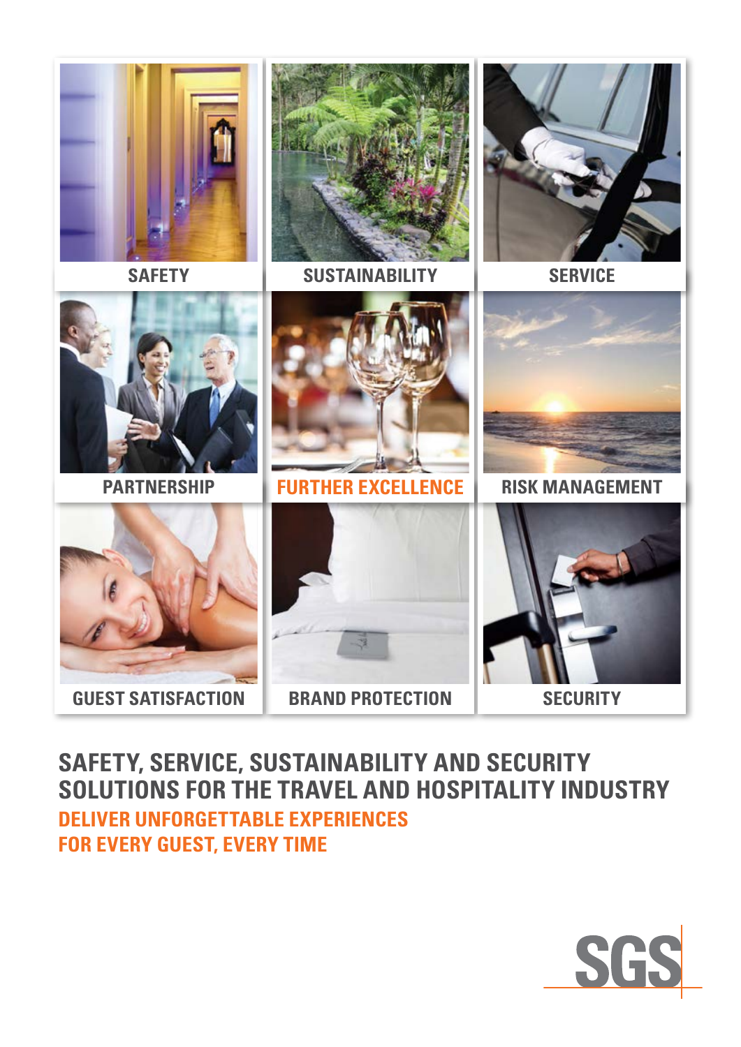SAFETY

SUSTAINABILITY

SERVICE

PARTNERSHIP

FURTHER EXCELLENCE

RISK MANAGEMENT

GUEST SATISFACTION

BRAND PROTECTION

SECURITY

# SAFETY, SERVICE, SUSTAINABILITY AND SECURITY SOLUTIONS FOR THE TRAVEL AND HOSPITALITY INDUSTRY

## DELIVER UNFORGETTABLE EXPERIENCES FOR EVERY GUEST, EVERY TIME

SGS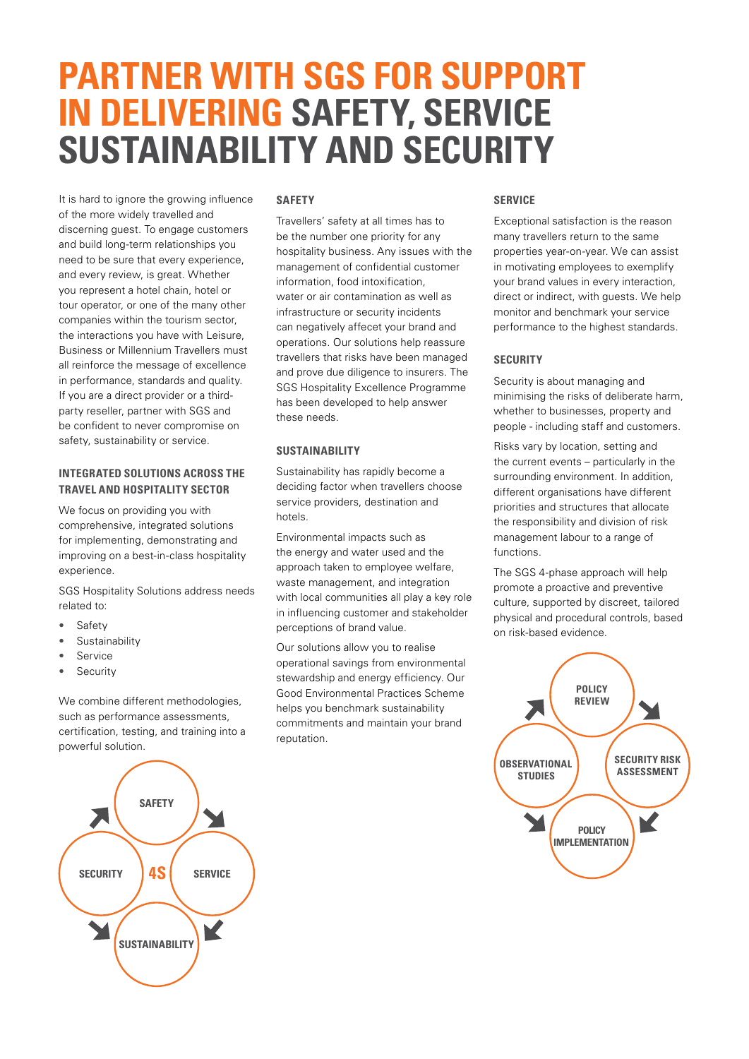# PARTNER WITH SGS FOR SUPPORT IN DELIVERING SAFETY, SERVICE SUSTAINABILITY AND SECURITY

It is hard to ignore the growing influence of the more widely travelled and discerning guest. To engage customers and build long-term relationships you need to be sure that every experience, and every review, is great. Whether you represent a hotel chain, hotel or tour operator, or one of the many other companies within the tourism sector, the interactions you have with Leisure, Business or Millennium Travellers must all reinforce the message of excellence in performance, standards and quality. If you are a direct provider or a third-party reseller, partner with SGS and be confident to never compromise on safety, sustainability or service.

### INTEGRATED SOLUTIONS ACROSS THE TRAVEL AND HOSPITALITY SECTOR

We focus on providing you with comprehensive, integrated solutions for implementing, demonstrating and improving on a best-in-class hospitality experience.

SGS Hospitality Solutions address needs related to:

- Safety
- Sustainability
- Service
- Security

We combine different methodologies, such as performance assessments, certification, testing, and training into a powerful solution.

SAFETY → SERVICE → SUSTAINABILITY → SECURITY (4S)

### SAFETY

Travellers' safety at all times has to be the number one priority for any hospitality business. Any issues with the management of confidential customer information, food intoxification, water or air contamination as well as infrastructure or security incidents can negatively affecet your brand and operations. Our solutions help reassure travellers that risks have been managed and prove due diligence to insurers. The SGS Hospitality Excellence Programme has been developed to help answer these needs.

### SUSTAINABILITY

Sustainability has rapidly become a deciding factor when travellers choose service providers, destination and hotels.

Environmental impacts such as the energy and water used and the approach taken to employee welfare, waste management, and integration with local communities all play a key role in influencing customer and stakeholder perceptions of brand value.

Our solutions allow you to realise operational savings from environmental stewardship and energy efficiency. Our Good Environmental Practices Scheme helps you benchmark sustainability commitments and maintain your brand reputation.

### SERVICE

Exceptional satisfaction is the reason many travellers return to the same properties year-on-year. We can assist in motivating employees to exemplify your brand values in every interaction, direct or indirect, with guests. We help monitor and benchmark your service performance to the highest standards.

### SECURITY

Security is about managing and minimising the risks of deliberate harm, whether to businesses, property and people - including staff and customers.

Risks vary by location, setting and the current events – particularly in the surrounding environment. In addition, different organisations have different priorities and structures that allocate the responsibility and division of risk management labour to a range of functions.

The SGS 4-phase approach will help promote a proactive and preventive culture, supported by discreet, tailored physical and procedural controls, based on risk-based evidence.

POLICY REVIEW → SECURITY RISK ASSESSMENT → POLICY IMPLEMENTATION → OBSERVATIONAL STUDIES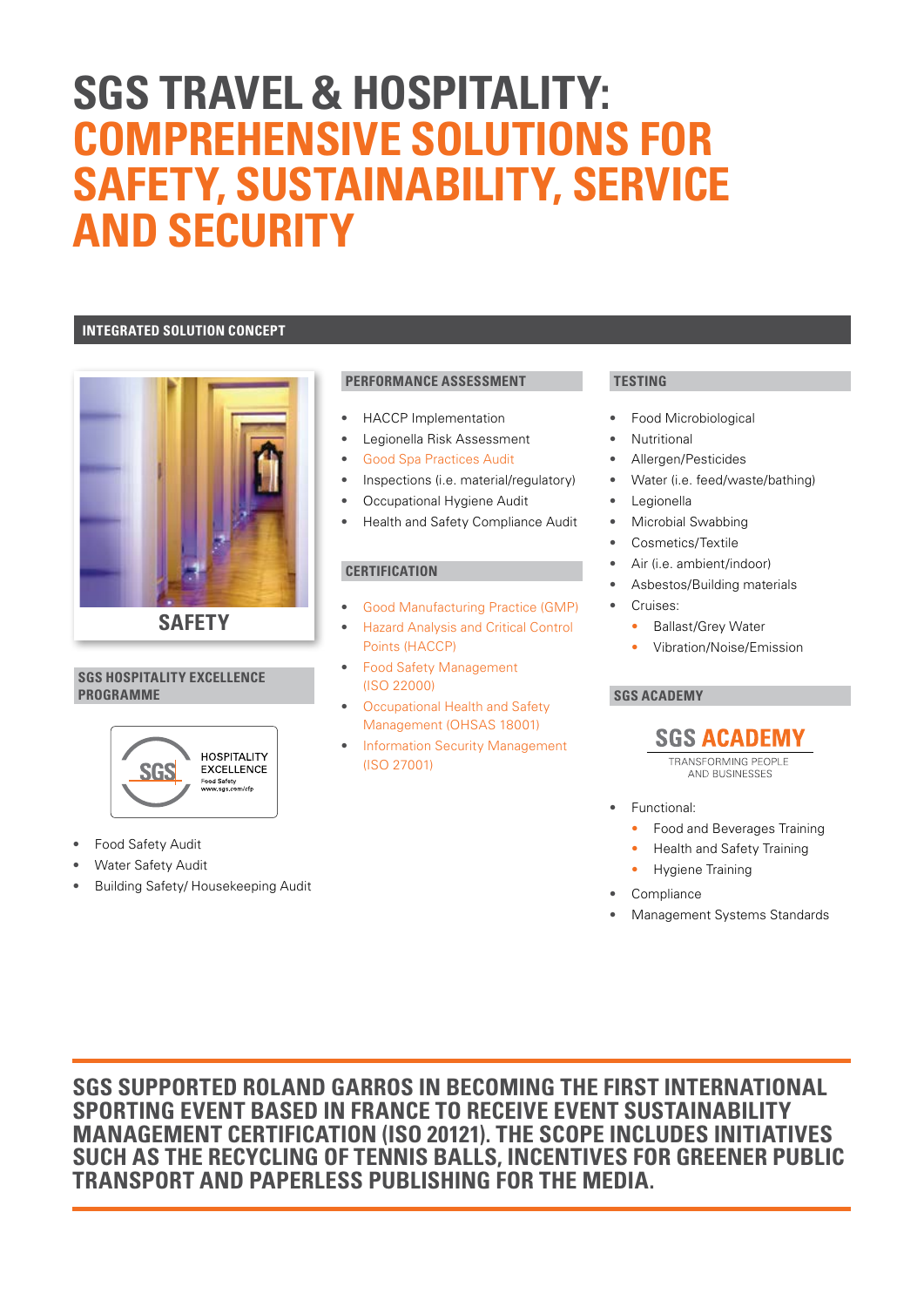# SGS TRAVEL & HOSPITALITY: COMPREHENSIVE SOLUTIONS FOR SAFETY, SUSTAINABILITY, SERVICE AND SECURITY

## INTEGRATED SOLUTION CONCEPT

**SAFETY**

### SGS HOSPITALITY EXCELLENCE PROGRAMME

SGS HOSPITALITY EXCELLENCE Food Safety www.sgs.com/cfp

- Food Safety Audit
- Water Safety Audit
- Building Safety/ Housekeeping Audit

### PERFORMANCE ASSESSMENT

- HACCP Implementation
- Legionella Risk Assessment
- Good Spa Practices Audit
- Inspections (i.e. material/regulatory)
- Occupational Hygiene Audit
- Health and Safety Compliance Audit

### CERTIFICATION

- Good Manufacturing Practice (GMP)
- Hazard Analysis and Critical Control Points (HACCP)
- Food Safety Management (ISO 22000)
- Occupational Health and Safety Management (OHSAS 18001)
- Information Security Management (ISO 27001)

### TESTING

- Food Microbiological
- Nutritional
- Allergen/Pesticides
- Water (i.e. feed/waste/bathing)
- Legionella
- Microbial Swabbing
- Cosmetics/Textile
- Air (i.e. ambient/indoor)
- Asbestos/Building materials
- Cruises:
  - Ballast/Grey Water
  - Vibration/Noise/Emission

### SGS ACADEMY

SGS ACADEMY — TRANSFORMING PEOPLE AND BUSINESSES

- Functional:
  - Food and Beverages Training
  - Health and Safety Training
  - Hygiene Training
- Compliance
- Management Systems Standards

**SGS SUPPORTED ROLAND GARROS IN BECOMING THE FIRST INTERNATIONAL SPORTING EVENT BASED IN FRANCE TO RECEIVE EVENT SUSTAINABILITY MANAGEMENT CERTIFICATION (ISO 20121). THE SCOPE INCLUDES INITIATIVES SUCH AS THE RECYCLING OF TENNIS BALLS, INCENTIVES FOR GREENER PUBLIC TRANSPORT AND PAPERLESS PUBLISHING FOR THE MEDIA.**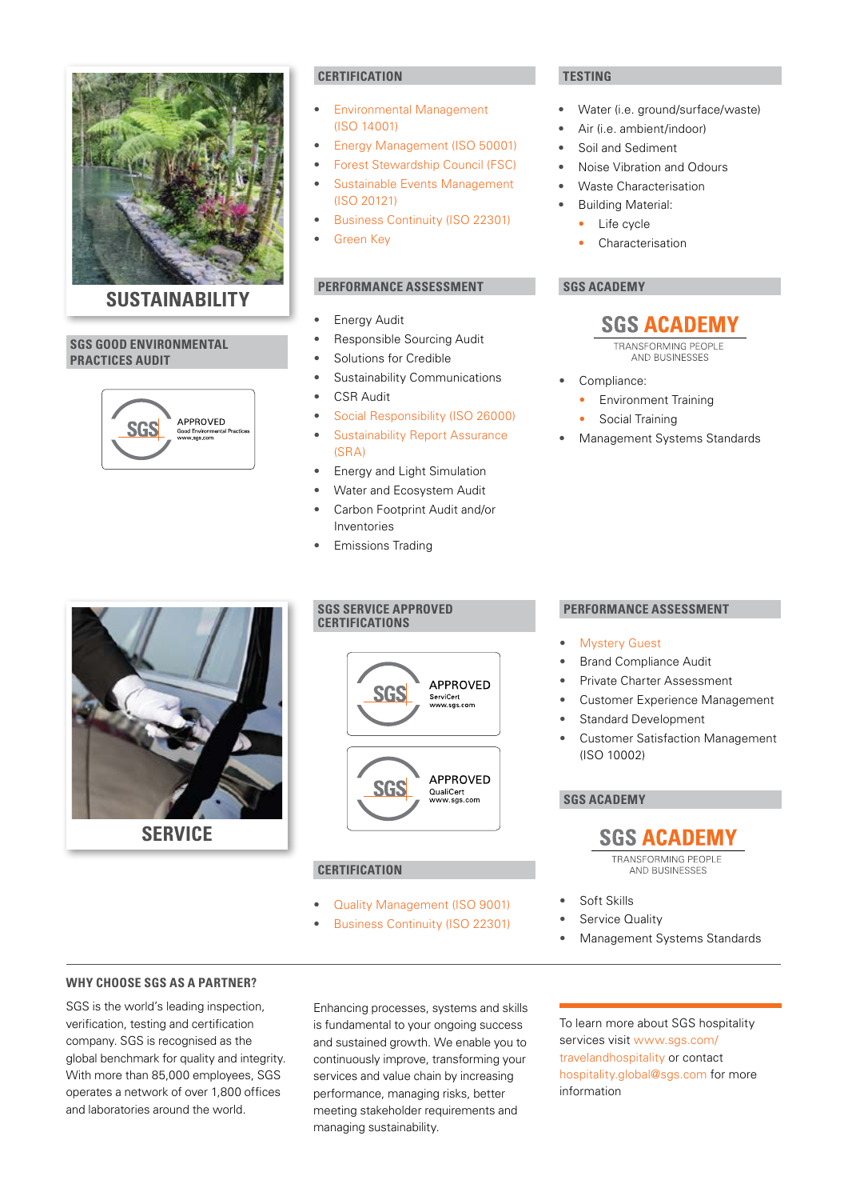## SUSTAINABILITY

### SGS GOOD ENVIRONMENTAL PRACTICES AUDIT

SGS APPROVED Good Environmental Practices www.sgs.com

### CERTIFICATION

- Environmental Management (ISO 14001)
- Energy Management (ISO 50001)
- Forest Stewardship Council (FSC)
- Sustainable Events Management (ISO 20121)
- Business Continuity (ISO 22301)
- Green Key

### PERFORMANCE ASSESSMENT

- Energy Audit
- Responsible Sourcing Audit
- Solutions for Credible
- Sustainability Communications
- CSR Audit
- Social Responsibility (ISO 26000)
- Sustainability Report Assurance (SRA)
- Energy and Light Simulation
- Water and Ecosystem Audit
- Carbon Footprint Audit and/or Inventories
- Emissions Trading

### TESTING

- Water (i.e. ground/surface/waste)
- Air (i.e. ambient/indoor)
- Soil and Sediment
- Noise Vibration and Odours
- Waste Characterisation
- Building Material:
  - Life cycle
  - Characterisation

### SGS ACADEMY

SGS ACADEMY
TRANSFORMING PEOPLE AND BUSINESSES

- Compliance:
  - Environment Training
  - Social Training
- Management Systems Standards

## SERVICE

### SGS SERVICE APPROVED CERTIFICATIONS

SGS APPROVED ServiCert www.sgs.com

SGS APPROVED QualiCert www.sgs.com

### CERTIFICATION

- Quality Management (ISO 9001)
- Business Continuity (ISO 22301)

### PERFORMANCE ASSESSMENT

- Mystery Guest
- Brand Compliance Audit
- Private Charter Assessment
- Customer Experience Management
- Standard Development
- Customer Satisfaction Management (ISO 10002)

### SGS ACADEMY

SGS ACADEMY
TRANSFORMING PEOPLE AND BUSINESSES

- Soft Skills
- Service Quality
- Management Systems Standards

### WHY CHOOSE SGS AS A PARTNER?

SGS is the world's leading inspection, verification, testing and certification company. SGS is recognised as the global benchmark for quality and integrity. With more than 85,000 employees, SGS operates a network of over 1,800 offices and laboratories around the world.

Enhancing processes, systems and skills is fundamental to your ongoing success and sustained growth. We enable you to continuously improve, transforming your services and value chain by increasing performance, managing risks, better meeting stakeholder requirements and managing sustainability.

To learn more about SGS hospitality services visit www.sgs.com/travelandhospitality or contact hospitality.global@sgs.com for more information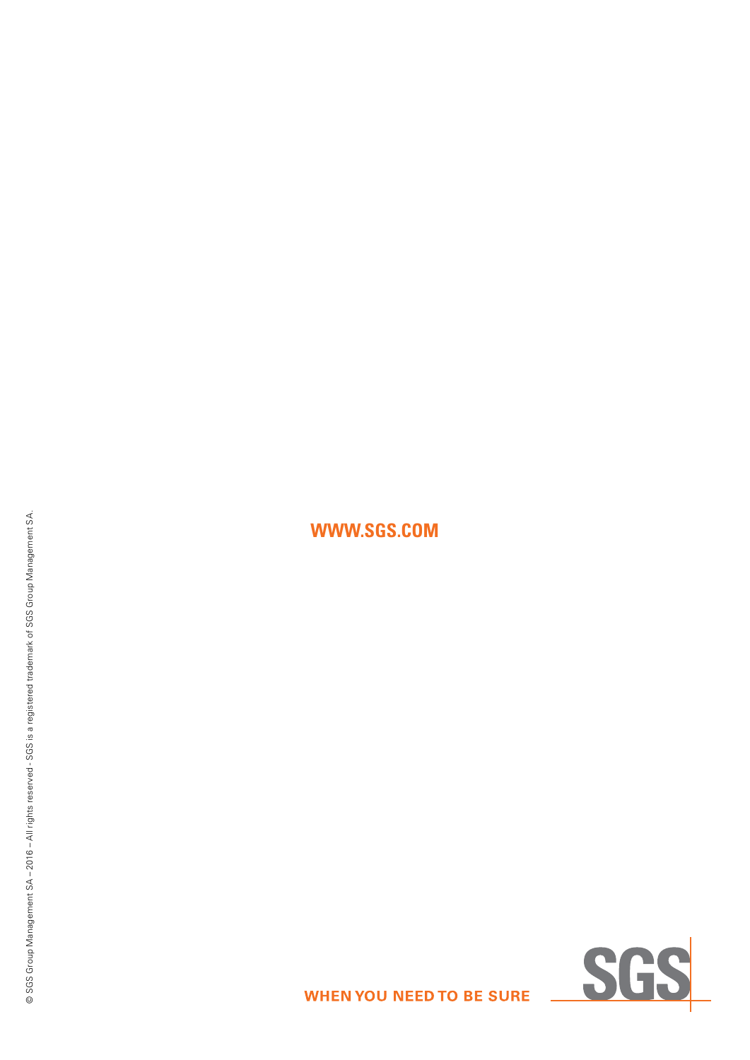WWW.SGS.COM

© SGS Group Management SA – 2016 – All rights reserved - SGS is a registered trademark of SGS Group Management SA.

WHEN YOU NEED TO BE SURE

SGS